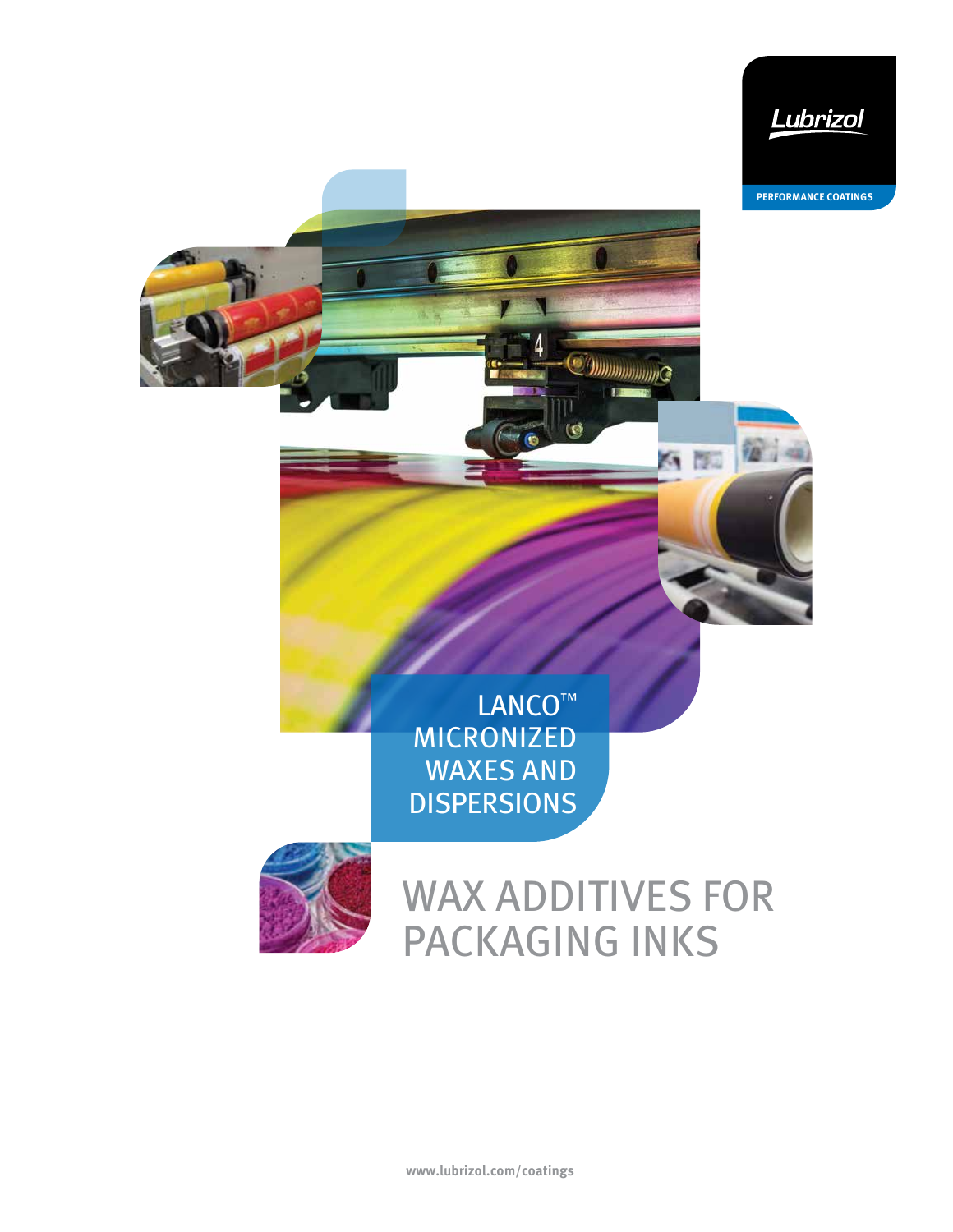Lubrizol

PERFORMANCE COATINGS

# LANCO™ MICRONIZED WAXES AND DISPERSIONS

# WAX ADDITIVES FOR PACKAGING INKS

www.lubrizol.com/coatings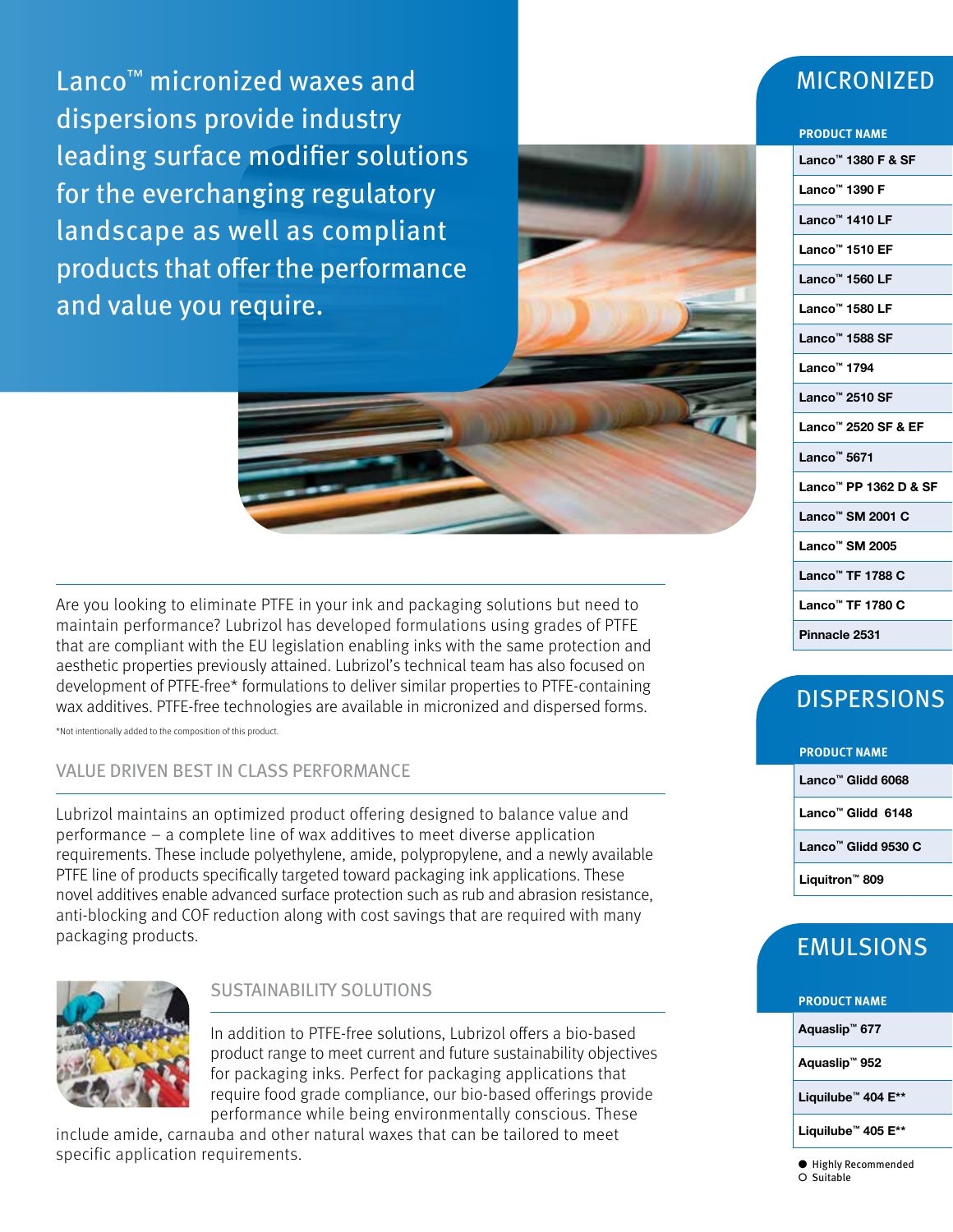Lanco™ micronized waxes and dispersions provide industry leading surface modifier solutions for the everchanging regulatory landscape as well as compliant products that offer the performance and value you require.

Are you looking to eliminate PTFE in your ink and packaging solutions but need to maintain performance? Lubrizol has developed formulations using grades of PTFE that are compliant with the EU legislation enabling inks with the same protection and aesthetic properties previously attained. Lubrizol's technical team has also focused on development of PTFE-free* formulations to deliver similar properties to PTFE-containing wax additives. PTFE-free technologies are available in micronized and dispersed forms.

*Not intentionally added to the composition of this product.

## VALUE DRIVEN BEST IN CLASS PERFORMANCE

Lubrizol maintains an optimized product offering designed to balance value and performance – a complete line of wax additives to meet diverse application requirements. These include polyethylene, amide, polypropylene, and a newly available PTFE line of products specifically targeted toward packaging ink applications. These novel additives enable advanced surface protection such as rub and abrasion resistance, anti-blocking and COF reduction along with cost savings that are required with many packaging products.

## SUSTAINABILITY SOLUTIONS

In addition to PTFE-free solutions, Lubrizol offers a bio-based product range to meet current and future sustainability objectives for packaging inks. Perfect for packaging applications that require food grade compliance, our bio-based offerings provide performance while being environmentally conscious. These include amide, carnauba and other natural waxes that can be tailored to meet specific application requirements.

## MICRONIZED

| PRODUCT NAME |
|---|
| Lanco™ 1380 F & SF |
| Lanco™ 1390 F |
| Lanco™ 1410 LF |
| Lanco™ 1510 EF |
| Lanco™ 1560 LF |
| Lanco™ 1580 LF |
| Lanco™ 1588 SF |
| Lanco™ 1794 |
| Lanco™ 2510 SF |
| Lanco™ 2520 SF & EF |
| Lanco™ 5671 |
| Lanco™ PP 1362 D & SF |
| Lanco™ SM 2001 C |
| Lanco™ SM 2005 |
| Lanco™ TF 1788 C |
| Lanco™ TF 1780 C |
| Pinnacle 2531 |

## DISPERSIONS

| PRODUCT NAME |
|---|
| Lanco™ Glidd 6068 |
| Lanco™ Glidd 6148 |
| Lanco™ Glidd 9530 C |
| Liquitron™ 809 |

## EMULSIONS

| PRODUCT NAME |
|---|
| Aquaslip™ 677 |
| Aquaslip™ 952 |
| Liquilube™ 404 E** |
| Liquilube™ 405 E** |

● Highly Recommended
○ Suitable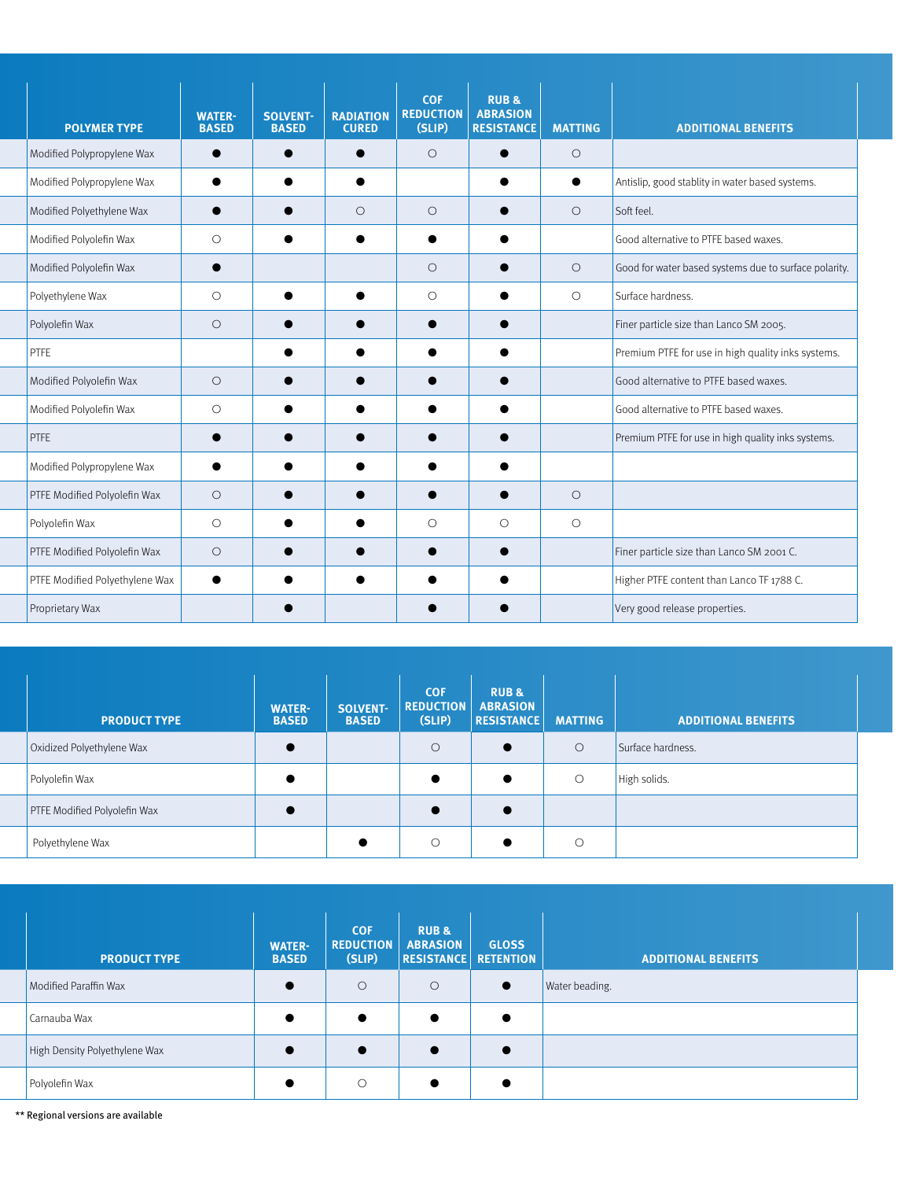| POLYMER TYPE | WATER-BASED | SOLVENT-BASED | RADIATION CURED | COF REDUCTION (SLIP) | RUB & ABRASION RESISTANCE | MATTING | ADDITIONAL BENEFITS |
|---|---|---|---|---|---|---|---|
| Modified Polypropylene Wax | ● | ● | ● | ○ | ● | ○ | |
| Modified Polypropylene Wax | ● | ● | ● | | ● | ● | Antislip, good stablity in water based systems. |
| Modified Polyethylene Wax | ● | ● | ○ | ○ | ● | ○ | Soft feel. |
| Modified Polyolefin Wax | ○ | ● | ● | ● | ● | | Good alternative to PTFE based waxes. |
| Modified Polyolefin Wax | ● | | | ○ | ● | ○ | Good for water based systems due to surface polarity. |
| Polyethylene Wax | ○ | ● | ● | ○ | ● | ○ | Surface hardness. |
| Polyolefin Wax | ○ | ● | ● | ● | ● | | Finer particle size than Lanco SM 2005. |
| PTFE | | ● | ● | ● | ● | | Premium PTFE for use in high quality inks systems. |
| Modified Polyolefin Wax | ○ | ● | ● | ● | ● | | Good alternative to PTFE based waxes. |
| Modified Polyolefin Wax | ○ | ● | ● | ● | ● | | Good alternative to PTFE based waxes. |
| PTFE | ● | ● | ● | ● | ● | | Premium PTFE for use in high quality inks systems. |
| Modified Polypropylene Wax | ● | ● | ● | ● | ● | | |
| PTFE Modified Polyolefin Wax | ○ | ● | ● | ● | ● | ○ | |
| Polyolefin Wax | ○ | ● | ● | ○ | ○ | ○ | |
| PTFE Modified Polyolefin Wax | ○ | ● | ● | ● | ● | | Finer particle size than Lanco SM 2001 C. |
| PTFE Modified Polyethylene Wax | ● | ● | ● | ● | ● | | Higher PTFE content than Lanco TF 1788 C. |
| Proprietary Wax | | ● | | ● | ● | | Very good release properties. |

| PRODUCT TYPE | WATER-BASED | SOLVENT-BASED | COF REDUCTION (SLIP) | RUB & ABRASION RESISTANCE | MATTING | ADDITIONAL BENEFITS |
|---|---|---|---|---|---|---|
| Oxidized Polyethylene Wax | ● | | ○ | ● | ○ | Surface hardness. |
| Polyolefin Wax | ● | | ● | ● | ○ | High solids. |
| PTFE Modified Polyolefin Wax | ● | | ● | ● | | |
| Polyethylene Wax | | ● | ○ | ● | ○ | |

| PRODUCT TYPE | WATER-BASED | COF REDUCTION (SLIP) | RUB & ABRASION RESISTANCE | GLOSS RETENTION | ADDITIONAL BENEFITS |
|---|---|---|---|---|---|
| Modified Paraffin Wax | ● | ○ | ○ | ● | Water beading. |
| Carnauba Wax | ● | ● | ● | ● | |
| High Density Polyethylene Wax | ● | ● | ● | ● | |
| Polyolefin Wax | ● | ○ | ● | ● | |

** Regional versions are available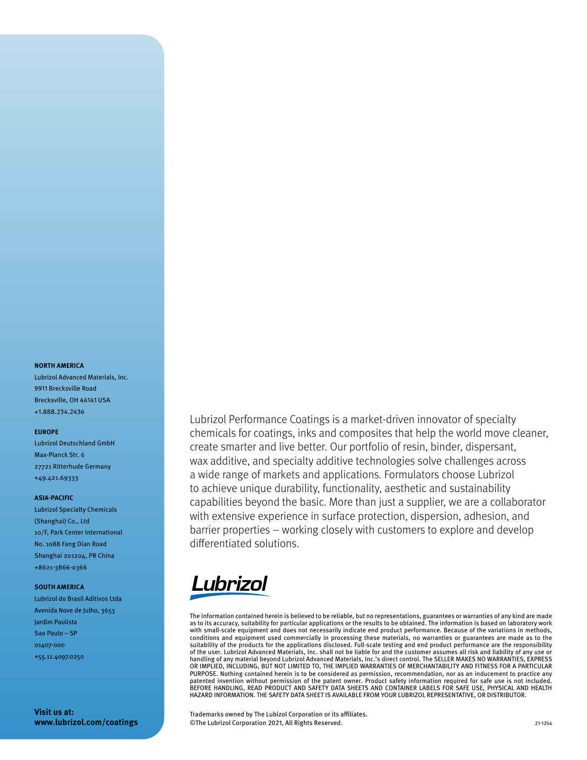**NORTH AMERICA**

Lubrizol Advanced Materials, Inc.
9911 Brecksville Road
Brecksville, OH 44141 USA
+1.888.234.2436

**EUROPE**

Lubrizol Deutschland GmbH
Max-Planck Str. 6
27721 Ritterhude Germany
+49.421.69333

**ASIA-PACIFIC**

Lubrizol Specialty Chemicals
(Shanghai) Co., Ltd
10/F, Park Center International
No. 1088 Fang Dian Road
Shanghai 201204, PR China
+8621-3866-0366

**SOUTH AMERICA**

Lubrizol do Brasil Aditivos Ltda
Avenida Nove de Julho, 3653
Jardim Paulista
Sao Paulo – SP
01407-000
+55.11.4097.0250

**Visit us at:**
**www.lubrizol.com/coatings**

Lubrizol Performance Coatings is a market-driven innovator of specialty chemicals for coatings, inks and composites that help the world move cleaner, create smarter and live better. Our portfolio of resin, binder, dispersant, wax additive, and specialty additive technologies solve challenges across a wide range of markets and applications. Formulators choose Lubrizol to achieve unique durability, functionality, aesthetic and sustainability capabilities beyond the basic. More than just a supplier, we are a collaborator with extensive experience in surface protection, dispersion, adhesion, and barrier properties – working closely with customers to explore and develop differentiated solutions.

Lubrizol

The information contained herein is believed to be reliable, but no representations, guarantees or warranties of any kind are made as to its accuracy, suitability for particular applications or the results to be obtained. The information is based on laboratory work with small-scale equipment and does not necessarily indicate end product performance. Because of the variations in methods, conditions and equipment used commercially in processing these materials, no warranties or guarantees are made as to the suitability of the products for the applications disclosed. Full-scale testing and end product performance are the responsibility of the user. Lubrizol Advanced Materials, Inc. shall not be liable for and the customer assumes all risk and liability of any use or handling of any material beyond Lubrizol Advanced Materials, Inc.'s direct control. The SELLER MAKES NO WARRANTIES, EXPRESS OR IMPLIED, INCLUDING, BUT NOT LIMITED TO, THE IMPLIED WARRANTIES OF MERCHANTABILITY AND FITNESS FOR A PARTICULAR PURPOSE. Nothing contained herein is to be considered as permission, recommendation, nor as an inducement to practice any patented invention without permission of the patent owner. Product safety information required for safe use is not included. BEFORE HANDLING, READ PRODUCT AND SAFETY DATA SHEETS AND CONTAINER LABELS FOR SAFE USE, PHYSICAL AND HEALTH HAZARD INFORMATION. THE SAFETY DATA SHEET IS AVAILABLE FROM YOUR LUBRIZOL REPRESENTATIVE, OR DISTRIBUTOR.

Trademarks owned by The Lubizol Corporation or its affiliates.
©The Lubrizol Corporation 2021, All Rights Reserved.

21-1254